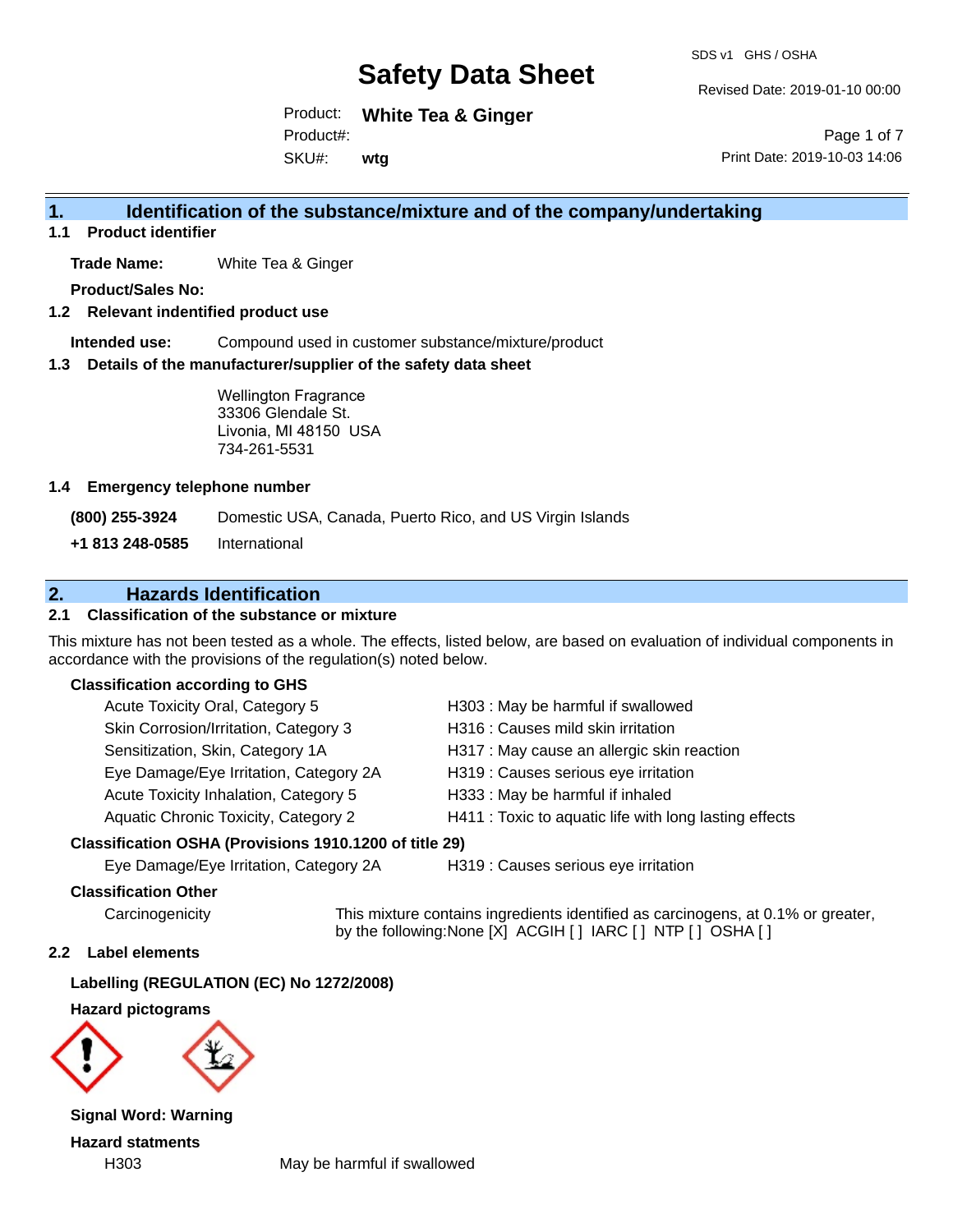# Safety Data Sheet

SDS v1 GHS / OSHA

Revised Date: 2019-01-10 00:00

Product: **White Tea & Ginger**

Product#:

SKU#: **wtg**

Print Date: 2019-10-03 14:06

## 1. Identification of the substance/mixture and of the company/undertaking

### 1.1 Product identifier

**Trade Name:** White Tea & Ginger

**Product/Sales No:**

### 1.2 Relevant indentified product use

**Intended use:** Compound used in customer substance/mixture/product

### 1.3 Details of the manufacturer/supplier of the safety data sheet

Wellington Fragrance
33306 Glendale St.
Livonia, MI 48150 USA
734-261-5531

### 1.4 Emergency telephone number

**(800) 255-3924** Domestic USA, Canada, Puerto Rico, and US Virgin Islands

**+1 813 248-0585** International

## 2. Hazards Identification

### 2.1 Classification of the substance or mixture

This mixture has not been tested as a whole. The effects, listed below, are based on evaluation of individual components in accordance with the provisions of the regulation(s) noted below.

**Classification according to GHS**

| | |
|---|---|
| Acute Toxicity Oral, Category 5 | H303 : May be harmful if swallowed |
| Skin Corrosion/Irritation, Category 3 | H316 : Causes mild skin irritation |
| Sensitization, Skin, Category 1A | H317 : May cause an allergic skin reaction |
| Eye Damage/Eye Irritation, Category 2A | H319 : Causes serious eye irritation |
| Acute Toxicity Inhalation, Category 5 | H333 : May be harmful if inhaled |
| Aquatic Chronic Toxicity, Category 2 | H411 : Toxic to aquatic life with long lasting effects |

**Classification OSHA (Provisions 1910.1200 of title 29)**

| | |
|---|---|
| Eye Damage/Eye Irritation, Category 2A | H319 : Causes serious eye irritation |

**Classification Other**

Carcinogenicity: This mixture contains ingredients identified as carcinogens, at 0.1% or greater, by the following:None [X] ACGIH [ ] IARC [ ] NTP [ ] OSHA [ ]

### 2.2 Label elements

**Labelling (REGULATION (EC) No 1272/2008)**

**Hazard pictograms**

**Signal Word: Warning**

**Hazard statments**

| | |
|---|---|
| H303 | May be harmful if swallowed |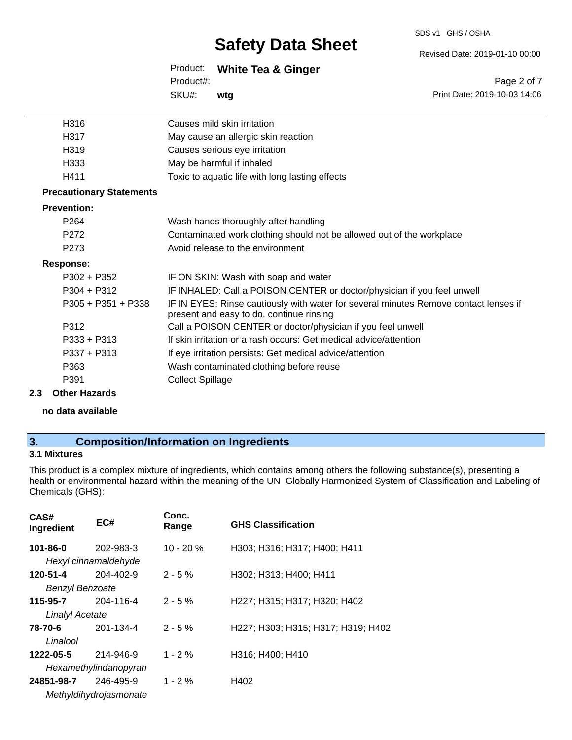| | |
|---|---|
| H316 | Causes mild skin irritation |
| H317 | May cause an allergic skin reaction |
| H319 | Causes serious eye irritation |
| H333 | May be harmful if inhaled |
| H411 | Toxic to aquatic life with long lasting effects |

**Precautionary Statements**

**Prevention:**

| | |
|---|---|
| P264 | Wash hands thoroughly after handling |
| P272 | Contaminated work clothing should not be allowed out of the workplace |
| P273 | Avoid release to the environment |

**Response:**

| | |
|---|---|
| P302 + P352 | IF ON SKIN: Wash with soap and water |
| P304 + P312 | IF INHALED: Call a POISON CENTER or doctor/physician if you feel unwell |
| P305 + P351 + P338 | IF IN EYES: Rinse cautiously with water for several minutes Remove contact lenses if present and easy to do. continue rinsing |
| P312 | Call a POISON CENTER or doctor/physician if you feel unwell |
| P333 + P313 | If skin irritation or a rash occurs: Get medical advice/attention |
| P337 + P313 | If eye irritation persists: Get medical advice/attention |
| P363 | Wash contaminated clothing before reuse |
| P391 | Collect Spillage |

### 2.3 Other Hazards

**no data available**

## 3. Composition/Information on Ingredients

### 3.1 Mixtures

This product is a complex mixture of ingredients, which contains among others the following substance(s), presenting a health or environmental hazard within the meaning of the UN Globally Harmonized System of Classification and Labeling of Chemicals (GHS):

| CAS# Ingredient | EC# | Conc. Range | GHS Classification |
|---|---|---|---|
| **101-86-0** *Hexyl cinnamaldehyde* | 202-983-3 | 10 - 20 % | H303; H316; H317; H400; H411 |
| **120-51-4** *Benzyl Benzoate* | 204-402-9 | 2 - 5 % | H302; H313; H400; H411 |
| **115-95-7** *Linalyl Acetate* | 204-116-4 | 2 - 5 % | H227; H315; H317; H320; H402 |
| **78-70-6** *Linalool* | 201-134-4 | 2 - 5 % | H227; H303; H315; H317; H319; H402 |
| **1222-05-5** *Hexamethylindanopyran* | 214-946-9 | 1 - 2 % | H316; H400; H410 |
| **24851-98-7** *Methyldihydrojasmonate* | 246-495-9 | 1 - 2 % | H402 |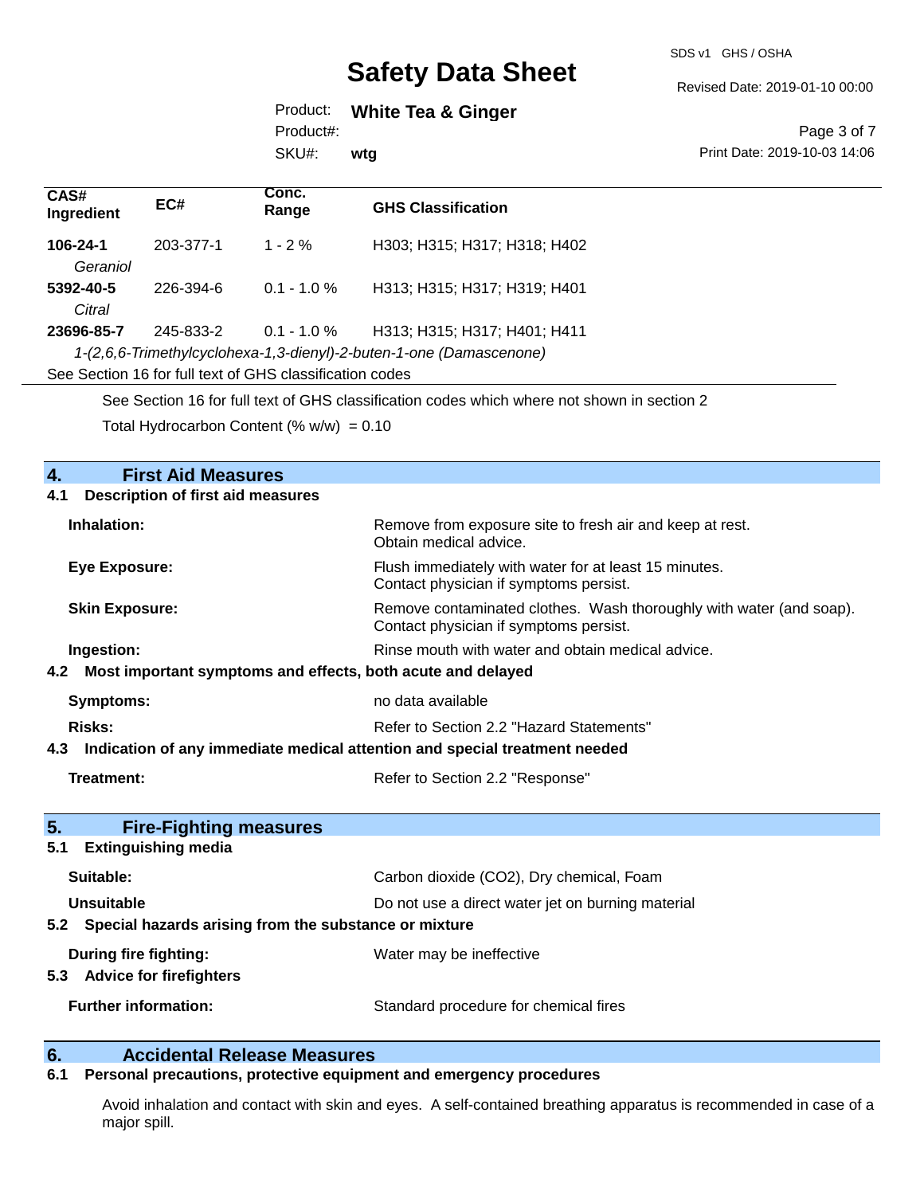| CAS# Ingredient | EC# | Conc. Range | GHS Classification |
|---|---|---|---|
| **106-24-1** *Geraniol* | 203-377-1 | 1 - 2 % | H303; H315; H317; H318; H402 |
| **5392-40-5** *Citral* | 226-394-6 | 0.1 - 1.0 % | H313; H315; H317; H319; H401 |
| **23696-85-7** *1-(2,6,6-Trimethylcyclohexa-1,3-dienyl)-2-buten-1-one (Damascenone)* | 245-833-2 | 0.1 - 1.0 % | H313; H315; H317; H401; H411 |

See Section 16 for full text of GHS classification codes

See Section 16 for full text of GHS classification codes which where not shown in section 2

Total Hydrocarbon Content (% w/w) = 0.10

## 4. First Aid Measures

### 4.1 Description of first aid measures

**Inhalation:** Remove from exposure site to fresh air and keep at rest. Obtain medical advice.

**Eye Exposure:** Flush immediately with water for at least 15 minutes. Contact physician if symptoms persist.

**Skin Exposure:** Remove contaminated clothes. Wash thoroughly with water (and soap). Contact physician if symptoms persist.

**Ingestion:** Rinse mouth with water and obtain medical advice.

### 4.2 Most important symptoms and effects, both acute and delayed

**Symptoms:** no data available

**Risks:** Refer to Section 2.2 "Hazard Statements"

### 4.3 Indication of any immediate medical attention and special treatment needed

**Treatment:** Refer to Section 2.2 "Response"

## 5. Fire-Fighting measures

### 5.1 Extinguishing media

**Suitable:** Carbon dioxide ($CO_2$), Dry chemical, Foam

**Unsuitable** Do not use a direct water jet on burning material

### 5.2 Special hazards arising from the substance or mixture

**During fire fighting:** Water may be ineffective

### 5.3 Advice for firefighters

**Further information:** Standard procedure for chemical fires

## 6. Accidental Release Measures

### 6.1 Personal precautions, protective equipment and emergency procedures

Avoid inhalation and contact with skin and eyes. A self-contained breathing apparatus is recommended in case of a major spill.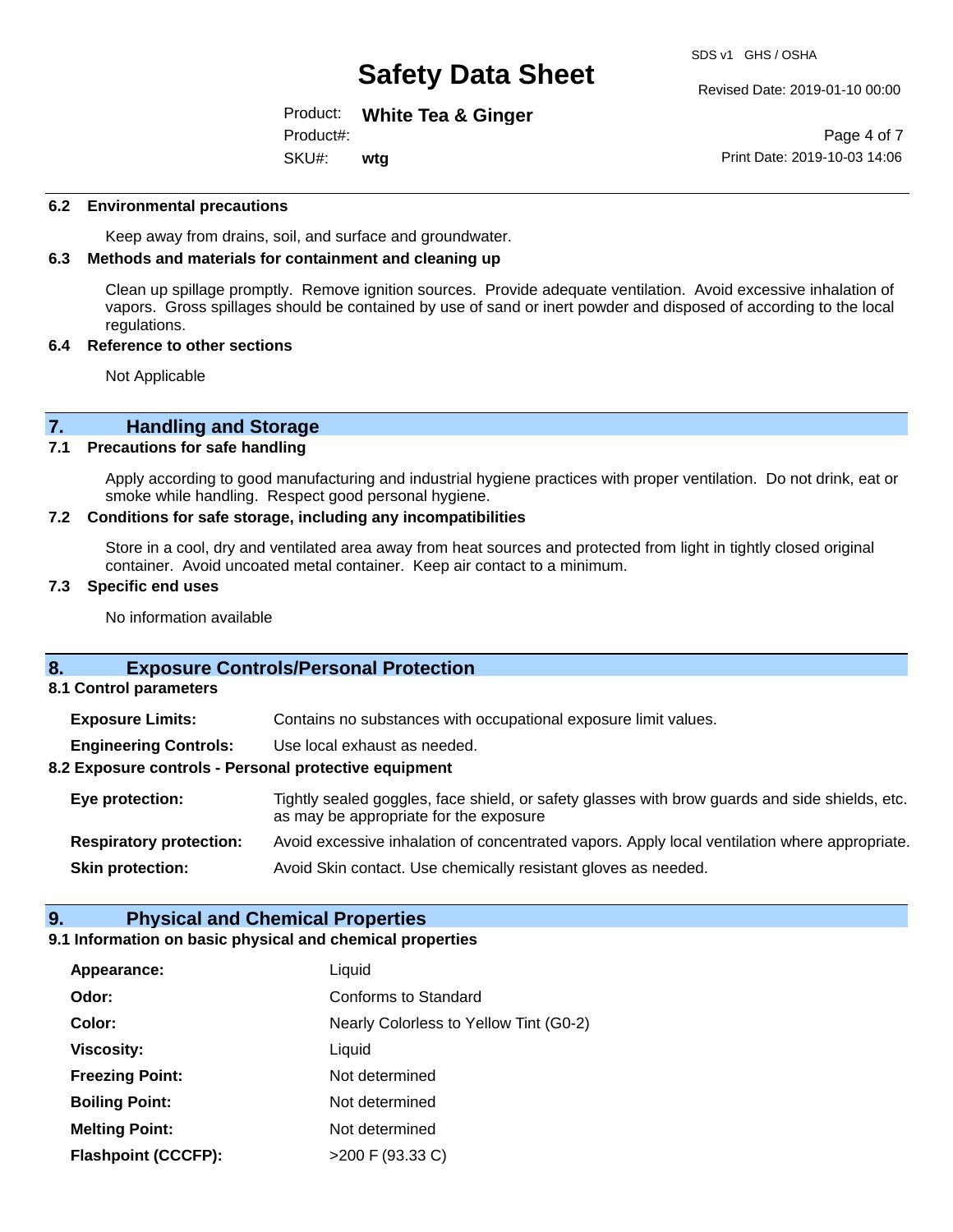### 6.2 Environmental precautions

Keep away from drains, soil, and surface and groundwater.

### 6.3 Methods and materials for containment and cleaning up

Clean up spillage promptly. Remove ignition sources. Provide adequate ventilation. Avoid excessive inhalation of vapors. Gross spillages should be contained by use of sand or inert powder and disposed of according to the local regulations.

### 6.4 Reference to other sections

Not Applicable

## 7. Handling and Storage

### 7.1 Precautions for safe handling

Apply according to good manufacturing and industrial hygiene practices with proper ventilation. Do not drink, eat or smoke while handling. Respect good personal hygiene.

### 7.2 Conditions for safe storage, including any incompatibilities

Store in a cool, dry and ventilated area away from heat sources and protected from light in tightly closed original container. Avoid uncoated metal container. Keep air contact to a minimum.

### 7.3 Specific end uses

No information available

## 8. Exposure Controls/Personal Protection

### 8.1 Control parameters

**Exposure Limits:** Contains no substances with occupational exposure limit values.

**Engineering Controls:** Use local exhaust as needed.

### 8.2 Exposure controls - Personal protective equipment

**Eye protection:** Tightly sealed goggles, face shield, or safety glasses with brow guards and side shields, etc. as may be appropriate for the exposure

**Respiratory protection:** Avoid excessive inhalation of concentrated vapors. Apply local ventilation where appropriate.

**Skin protection:** Avoid Skin contact. Use chemically resistant gloves as needed.

## 9. Physical and Chemical Properties

### 9.1 Information on basic physical and chemical properties

**Appearance:** Liquid

**Odor:** Conforms to Standard

**Color:** Nearly Colorless to Yellow Tint (G0-2)

**Viscosity:** Liquid

**Freezing Point:** Not determined

**Boiling Point:** Not determined

**Melting Point:** Not determined

**Flashpoint (CCCFP):** >200 F (93.33 C)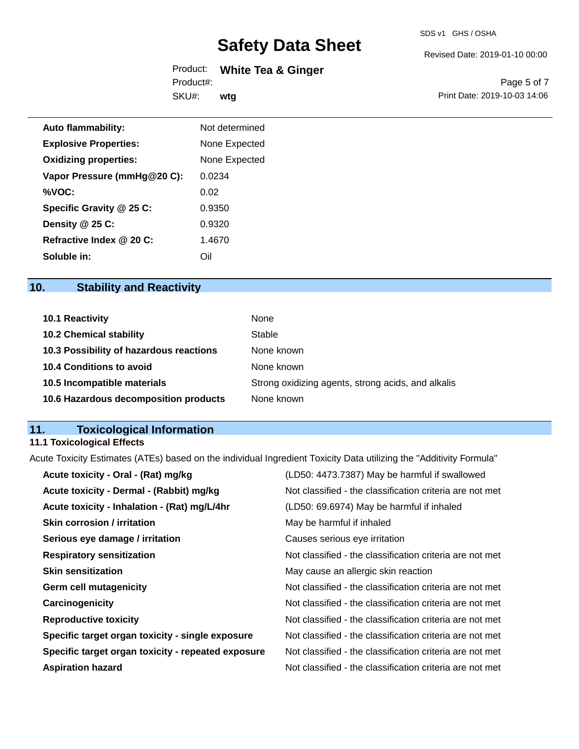| | |
|---|---|
| **Auto flammability:** | Not determined |
| **Explosive Properties:** | None Expected |
| **Oxidizing properties:** | None Expected |
| **Vapor Pressure (mmHg@20 C):** | 0.0234 |
| **%VOC:** | 0.02 |
| **Specific Gravity @ 25 C:** | 0.9350 |
| **Density @ 25 C:** | 0.9320 |
| **Refractive Index @ 20 C:** | 1.4670 |
| **Soluble in:** | Oil |

## 10. Stability and Reactivity

| | |
|---|---|
| **10.1 Reactivity** | None |
| **10.2 Chemical stability** | Stable |
| **10.3 Possibility of hazardous reactions** | None known |
| **10.4 Conditions to avoid** | None known |
| **10.5 Incompatible materials** | Strong oxidizing agents, strong acids, and alkalis |
| **10.6 Hazardous decomposition products** | None known |

## 11. Toxicological Information

### 11.1 Toxicological Effects

Acute Toxicity Estimates (ATEs) based on the individual Ingredient Toxicity Data utilizing the "Additivity Formula"

| | |
|---|---|
| **Acute toxicity - Oral - (Rat) mg/kg** | (LD50: 4473.7387) May be harmful if swallowed |
| **Acute toxicity - Dermal - (Rabbit) mg/kg** | Not classified - the classification criteria are not met |
| **Acute toxicity - Inhalation - (Rat) mg/L/4hr** | (LD50: 69.6974) May be harmful if inhaled |
| **Skin corrosion / irritation** | May be harmful if inhaled |
| **Serious eye damage / irritation** | Causes serious eye irritation |
| **Respiratory sensitization** | Not classified - the classification criteria are not met |
| **Skin sensitization** | May cause an allergic skin reaction |
| **Germ cell mutagenicity** | Not classified - the classification criteria are not met |
| **Carcinogenicity** | Not classified - the classification criteria are not met |
| **Reproductive toxicity** | Not classified - the classification criteria are not met |
| **Specific target organ toxicity - single exposure** | Not classified - the classification criteria are not met |
| **Specific target organ toxicity - repeated exposure** | Not classified - the classification criteria are not met |
| **Aspiration hazard** | Not classified - the classification criteria are not met |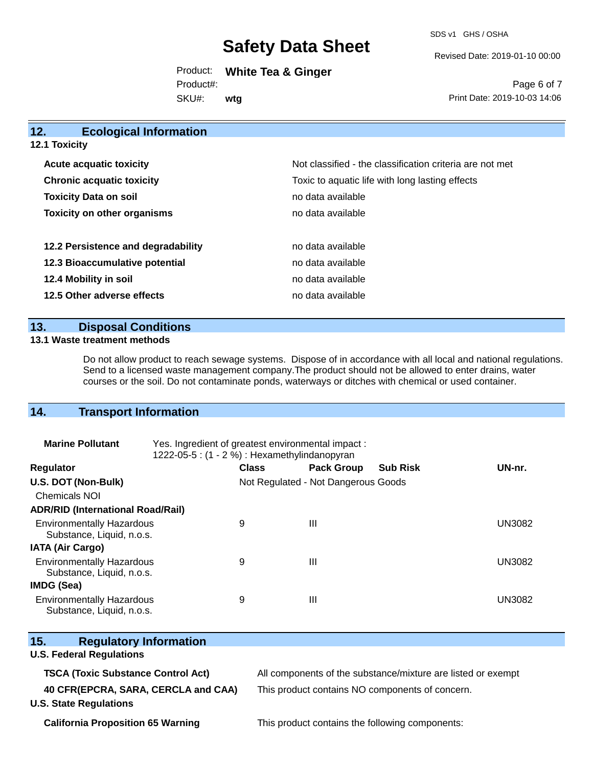## 12. Ecological Information

### 12.1 Toxicity

| | |
|---|---|
| **Acute acquatic toxicity** | Not classified - the classification criteria are not met |
| **Chronic acquatic toxicity** | Toxic to aquatic life with long lasting effects |
| **Toxicity Data on soil** | no data available |
| **Toxicity on other organisms** | no data available |

| | |
|---|---|
| **12.2 Persistence and degradability** | no data available |
| **12.3 Bioaccumulative potential** | no data available |
| **12.4 Mobility in soil** | no data available |
| **12.5 Other adverse effects** | no data available |

## 13. Disposal Conditions

### 13.1 Waste treatment methods

Do not allow product to reach sewage systems. Dispose of in accordance with all local and national regulations. Send to a licensed waste management company.The product should not be allowed to enter drains, water courses or the soil. Do not contaminate ponds, waterways or ditches with chemical or used container.

## 14. Transport Information

**Marine Pollutant** Yes. Ingredient of greatest environmental impact : 1222-05-5 : (1 - 2 %) : Hexamethylindanopyran

| Regulator | Class | Pack Group | Sub Risk | UN-nr. |
|---|---|---|---|---|
| **U.S. DOT (Non-Bulk)** | Not Regulated - Not Dangerous Goods | | | |
| Chemicals NOI | | | | |
| **ADR/RID (International Road/Rail)** | | | | |
| Environmentally Hazardous Substance, Liquid, n.o.s. | 9 | III | | UN3082 |
| **IATA (Air Cargo)** | | | | |
| Environmentally Hazardous Substance, Liquid, n.o.s. | 9 | III | | UN3082 |
| **IMDG (Sea)** | | | | |
| Environmentally Hazardous Substance, Liquid, n.o.s. | 9 | III | | UN3082 |

## 15. Regulatory Information

### U.S. Federal Regulations

| | |
|---|---|
| **TSCA (Toxic Substance Control Act)** | All components of the substance/mixture are listed or exempt |
| **40 CFR(EPCRA, SARA, CERCLA and CAA)** | This product contains NO components of concern. |

### U.S. State Regulations

| | |
|---|---|
| **California Proposition 65 Warning** | This product contains the following components: |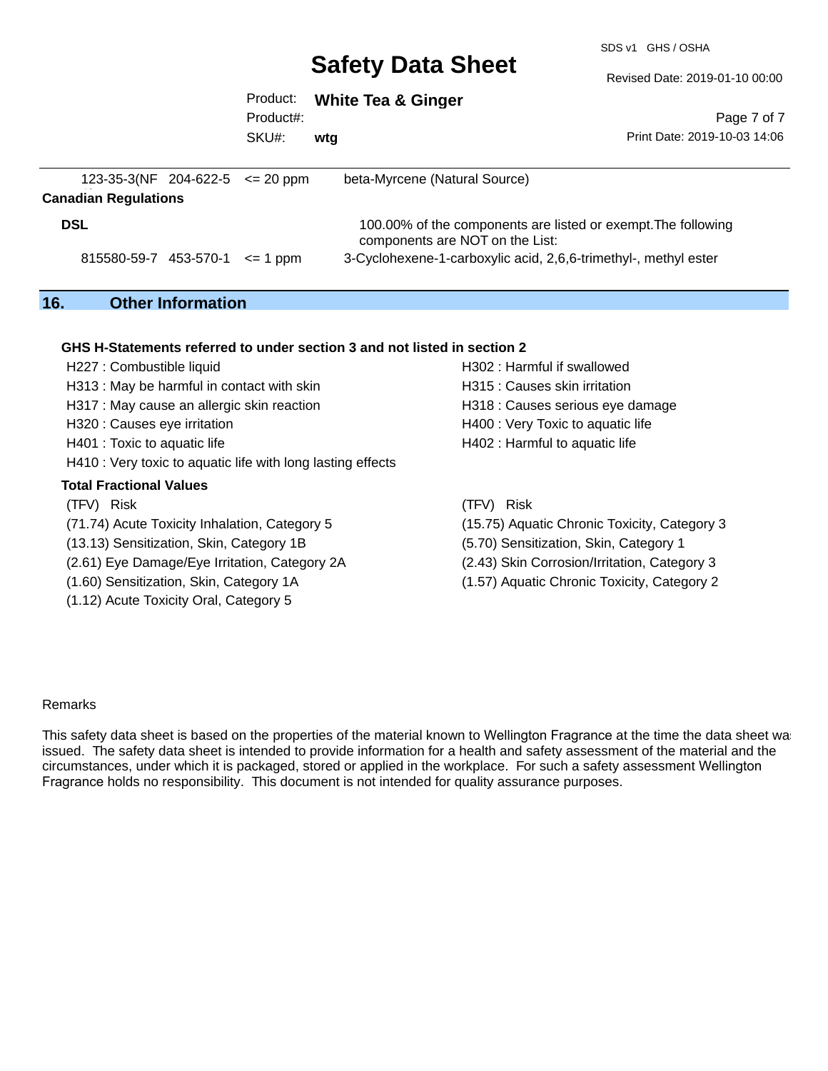| | | | |
|---|---|---|---|
| 123-35-3(NF | 204-622-5 | <= 20 ppm | beta-Myrcene (Natural Source) |

**Canadian Regulations**

**DSL**

100.00% of the components are listed or exempt.The following components are NOT on the List:

| | | | |
|---|---|---|---|
| 815580-59-7 | 453-570-1 | <= 1 ppm | 3-Cyclohexene-1-carboxylic acid, 2,6,6-trimethyl-, methyl ester |

## 16. Other Information

**GHS H-Statements referred to under section 3 and not listed in section 2**

H227 : Combustible liquid
H302 : Harmful if swallowed
H313 : May be harmful in contact with skin
H315 : Causes skin irritation
H317 : May cause an allergic skin reaction
H318 : Causes serious eye damage
H320 : Causes eye irritation
H400 : Very Toxic to aquatic life
H401 : Toxic to aquatic life
H402 : Harmful to aquatic life
H410 : Very toxic to aquatic life with long lasting effects

**Total Fractional Values**

| (TFV) Risk | (TFV) Risk |
|---|---|
| (71.74) Acute Toxicity Inhalation, Category 5 | (15.75) Aquatic Chronic Toxicity, Category 3 |
| (13.13) Sensitization, Skin, Category 1B | (5.70) Sensitization, Skin, Category 1 |
| (2.61) Eye Damage/Eye Irritation, Category 2A | (2.43) Skin Corrosion/Irritation, Category 3 |
| (1.60) Sensitization, Skin, Category 1A | (1.57) Aquatic Chronic Toxicity, Category 2 |
| (1.12) Acute Toxicity Oral, Category 5 | |

Remarks

This safety data sheet is based on the properties of the material known to Wellington Fragrance at the time the data sheet was issued. The safety data sheet is intended to provide information for a health and safety assessment of the material and the circumstances, under which it is packaged, stored or applied in the workplace. For such a safety assessment Wellington Fragrance holds no responsibility. This document is not intended for quality assurance purposes.